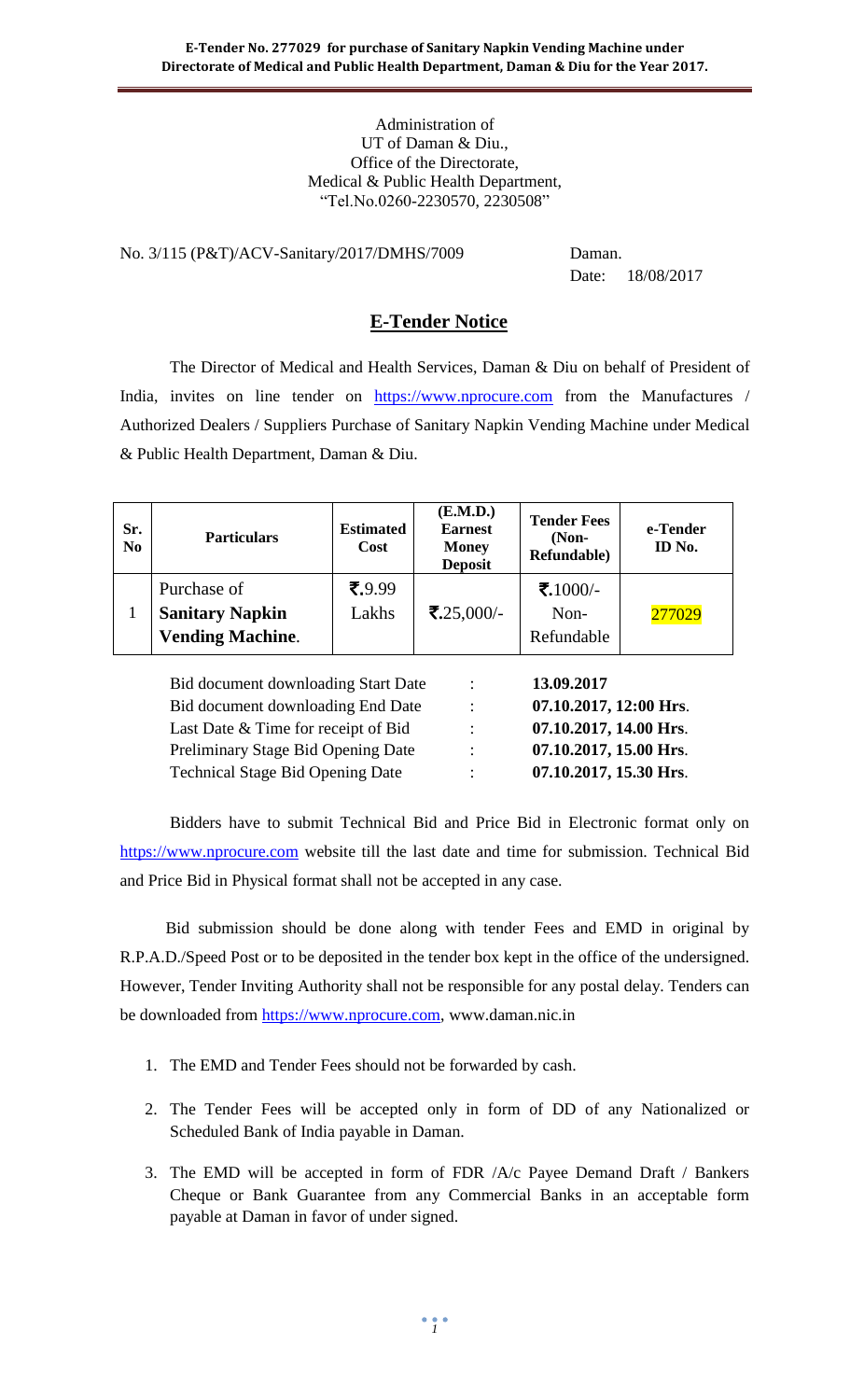Administration of
UT of Daman & Diu.,
Office of the Directorate,
Medical & Public Health Department,
"Tel.No.0260-2230570, 2230508"

No. 3/115 (P&T)/ACV-Sanitary/2017/DMHS/7009 Daman.

Date: 18/08/2017

## E-Tender Notice

The Director of Medical and Health Services, Daman & Diu on behalf of President of India, invites on line tender on https://www.nprocure.com from the Manufactures / Authorized Dealers / Suppliers Purchase of Sanitary Napkin Vending Machine under Medical & Public Health Department, Daman & Diu.

| Sr. No | Particulars | Estimated Cost | (E.M.D.) Earnest Money Deposit | Tender Fees (Non-Refundable) | e-Tender ID No. |
|---|---|---|---|---|---|
| 1 | Purchase of **Sanitary Napkin Vending Machine**. | ₹.9.99 Lakhs | ₹.25,000/- | ₹.1000/- Non-Refundable | 277029 |

| | | |
|---|---|---|
| Bid document downloading Start Date | : | **13.09.2017** |
| Bid document downloading End Date | : | **07.10.2017, 12:00 Hrs**. |
| Last Date & Time for receipt of Bid | : | **07.10.2017, 14.00 Hrs**. |
| Preliminary Stage Bid Opening Date | : | **07.10.2017, 15.00 Hrs**. |
| Technical Stage Bid Opening Date | : | **07.10.2017, 15.30 Hrs**. |

Bidders have to submit Technical Bid and Price Bid in Electronic format only on https://www.nprocure.com website till the last date and time for submission. Technical Bid and Price Bid in Physical format shall not be accepted in any case.

Bid submission should be done along with tender Fees and EMD in original by R.P.A.D./Speed Post or to be deposited in the tender box kept in the office of the undersigned. However, Tender Inviting Authority shall not be responsible for any postal delay. Tenders can be downloaded from https://www.nprocure.com, www.daman.nic.in

1. The EMD and Tender Fees should not be forwarded by cash.
2. The Tender Fees will be accepted only in form of DD of any Nationalized or Scheduled Bank of India payable in Daman.
3. The EMD will be accepted in form of FDR /A/c Payee Demand Draft / Bankers Cheque or Bank Guarantee from any Commercial Banks in an acceptable form payable at Daman in favor of under signed.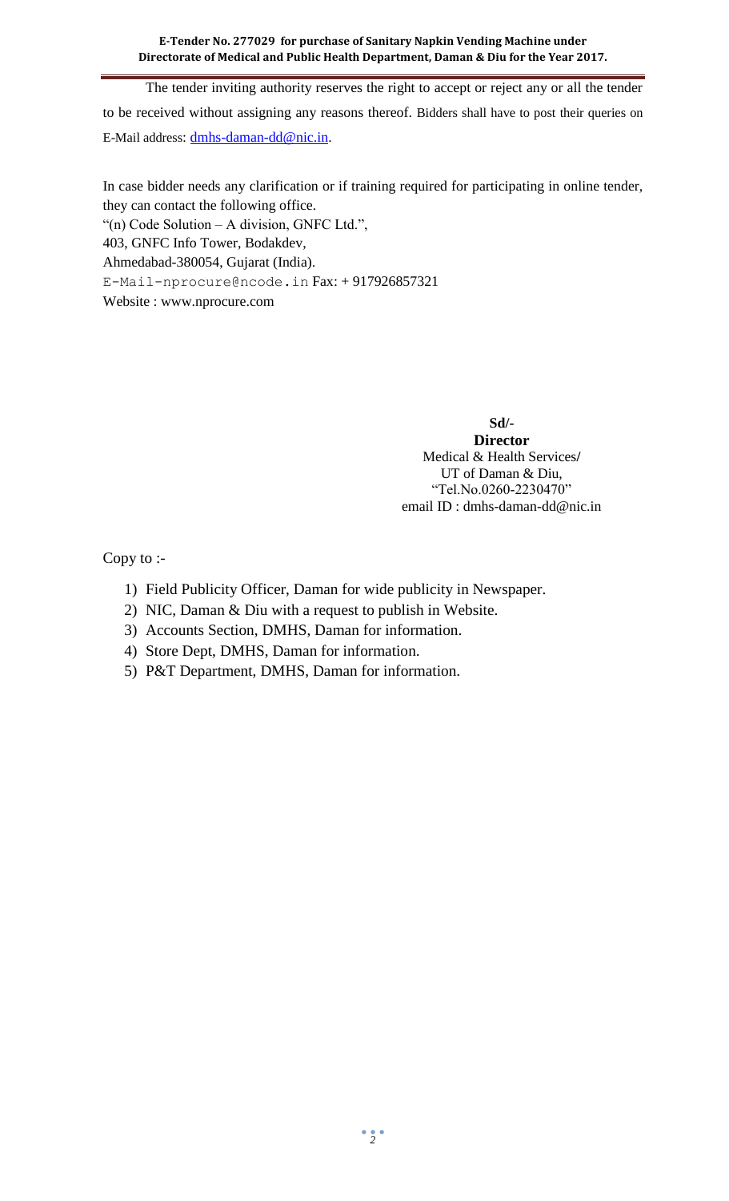The tender inviting authority reserves the right to accept or reject any or all the tender to be received without assigning any reasons thereof. Bidders shall have to post their queries on E-Mail address: dmhs-daman-dd@nic.in.

In case bidder needs any clarification or if training required for participating in online tender, they can contact the following office.
"(n) Code Solution – A division, GNFC Ltd.",
403, GNFC Info Tower, Bodakdev,
Ahmedabad-380054, Gujarat (India).
E-Mail-nprocure@ncode.in Fax: + 917926857321
Website : www.nprocure.com

**Sd/-**
**Director**
Medical & Health Services/
UT of Daman & Diu,
"Tel.No.0260-2230470"
email ID : dmhs-daman-dd@nic.in

Copy to :-

1) Field Publicity Officer, Daman for wide publicity in Newspaper.
2) NIC, Daman & Diu with a request to publish in Website.
3) Accounts Section, DMHS, Daman for information.
4) Store Dept, DMHS, Daman for information.
5) P&T Department, DMHS, Daman for information.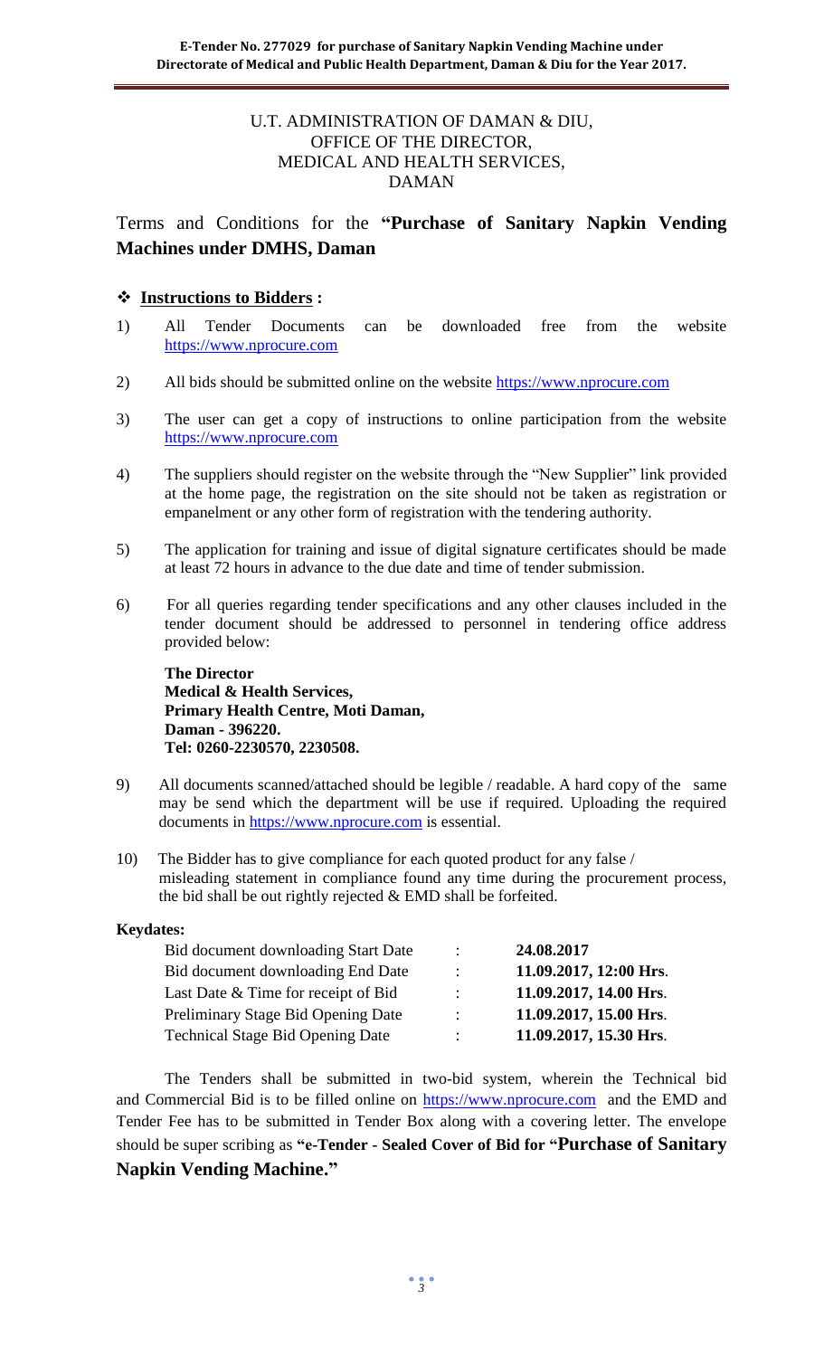U.T. ADMINISTRATION OF DAMAN & DIU,
OFFICE OF THE DIRECTOR,
MEDICAL AND HEALTH SERVICES,
DAMAN

## Terms and Conditions for the **"Purchase of Sanitary Napkin Vending Machines under DMHS, Daman**

### ❖ **Instructions to Bidders :**

1) All Tender Documents can be downloaded free from the website https://www.nprocure.com

2) All bids should be submitted online on the website https://www.nprocure.com

3) The user can get a copy of instructions to online participation from the website https://www.nprocure.com

4) The suppliers should register on the website through the "New Supplier" link provided at the home page, the registration on the site should not be taken as registration or empanelment or any other form of registration with the tendering authority.

5) The application for training and issue of digital signature certificates should be made at least 72 hours in advance to the due date and time of tender submission.

6) For all queries regarding tender specifications and any other clauses included in the tender document should be addressed to personnel in tendering office address provided below:

   **The Director**
   **Medical & Health Services,**
   **Primary Health Centre, Moti Daman,**
   **Daman - 396220.**
   **Tel: 0260-2230570, 2230508.**

9) All documents scanned/attached should be legible / readable. A hard copy of the same may be send which the department will be use if required. Uploading the required documents in https://www.nprocure.com is essential.

10) The Bidder has to give compliance for each quoted product for any false / misleading statement in compliance found any time during the procurement process, the bid shall be out rightly rejected & EMD shall be forfeited.

**Keydates:**

| | | |
|---|---|---|
| Bid document downloading Start Date | : | **24.08.2017** |
| Bid document downloading End Date | : | **11.09.2017, 12:00 Hrs**. |
| Last Date & Time for receipt of Bid | : | **11.09.2017, 14.00 Hrs**. |
| Preliminary Stage Bid Opening Date | : | **11.09.2017, 15.00 Hrs**. |
| Technical Stage Bid Opening Date | : | **11.09.2017, 15.30 Hrs**. |

The Tenders shall be submitted in two-bid system, wherein the Technical bid and Commercial Bid is to be filled online on https://www.nprocure.com and the EMD and Tender Fee has to be submitted in Tender Box along with a covering letter. The envelope should be super scribing as **"e-Tender - Sealed Cover of Bid for "Purchase of Sanitary Napkin Vending Machine."**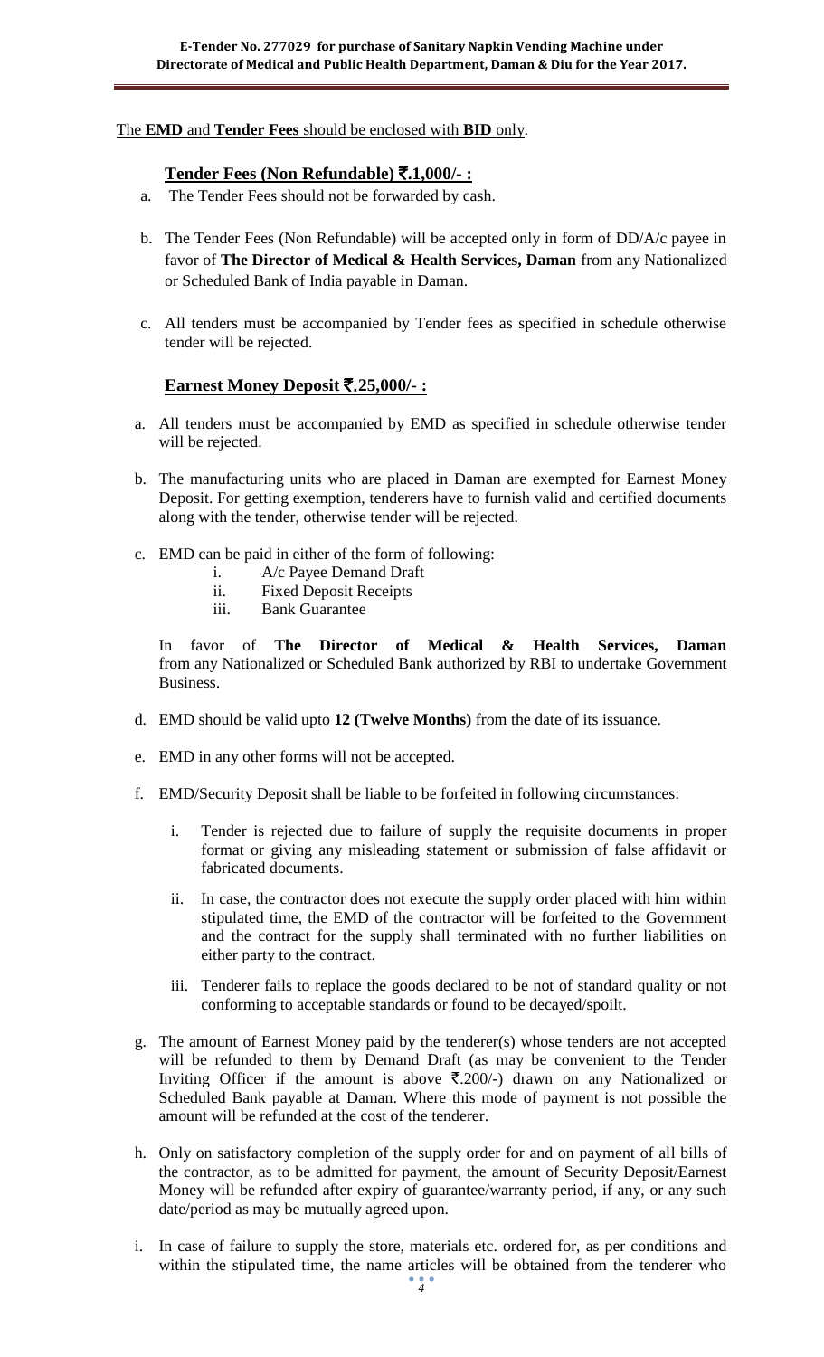The **EMD** and **Tender Fees** should be enclosed with **BID** only.

## **Tender Fees (Non Refundable) ₹.1,000/- :**

a. The Tender Fees should not be forwarded by cash.

b. The Tender Fees (Non Refundable) will be accepted only in form of DD/A/c payee in favor of **The Director of Medical & Health Services, Daman** from any Nationalized or Scheduled Bank of India payable in Daman.

c. All tenders must be accompanied by Tender fees as specified in schedule otherwise tender will be rejected.

## **Earnest Money Deposit ₹.25,000/- :**

a. All tenders must be accompanied by EMD as specified in schedule otherwise tender will be rejected.

b. The manufacturing units who are placed in Daman are exempted for Earnest Money Deposit. For getting exemption, tenderers have to furnish valid and certified documents along with the tender, otherwise tender will be rejected.

c. EMD can be paid in either of the form of following:
   i. A/c Payee Demand Draft
   ii. Fixed Deposit Receipts
   iii. Bank Guarantee

   In favor of **The Director of Medical & Health Services, Daman** from any Nationalized or Scheduled Bank authorized by RBI to undertake Government Business.

d. EMD should be valid upto **12 (Twelve Months)** from the date of its issuance.

e. EMD in any other forms will not be accepted.

f. EMD/Security Deposit shall be liable to be forfeited in following circumstances:

   i. Tender is rejected due to failure of supply the requisite documents in proper format or giving any misleading statement or submission of false affidavit or fabricated documents.

   ii. In case, the contractor does not execute the supply order placed with him within stipulated time, the EMD of the contractor will be forfeited to the Government and the contract for the supply shall terminated with no further liabilities on either party to the contract.

   iii. Tenderer fails to replace the goods declared to be not of standard quality or not conforming to acceptable standards or found to be decayed/spoilt.

g. The amount of Earnest Money paid by the tenderer(s) whose tenders are not accepted will be refunded to them by Demand Draft (as may be convenient to the Tender Inviting Officer if the amount is above ₹.200/-) drawn on any Nationalized or Scheduled Bank payable at Daman. Where this mode of payment is not possible the amount will be refunded at the cost of the tenderer.

h. Only on satisfactory completion of the supply order for and on payment of all bills of the contractor, as to be admitted for payment, the amount of Security Deposit/Earnest Money will be refunded after expiry of guarantee/warranty period, if any, or any such date/period as may be mutually agreed upon.

i. In case of failure to supply the store, materials etc. ordered for, as per conditions and within the stipulated time, the name articles will be obtained from the tenderer who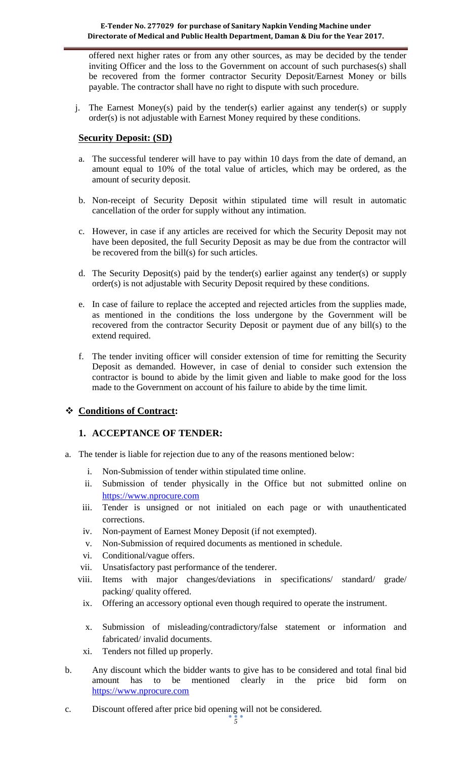offered next higher rates or from any other sources, as may be decided by the tender inviting Officer and the loss to the Government on account of such purchases(s) shall be recovered from the former contractor Security Deposit/Earnest Money or bills payable. The contractor shall have no right to dispute with such procedure.

j. The Earnest Money(s) paid by the tender(s) earlier against any tender(s) or supply order(s) is not adjustable with Earnest Money required by these conditions.

**Security Deposit: (SD)**

a. The successful tenderer will have to pay within 10 days from the date of demand, an amount equal to 10% of the total value of articles, which may be ordered, as the amount of security deposit.

b. Non-receipt of Security Deposit within stipulated time will result in automatic cancellation of the order for supply without any intimation.

c. However, in case if any articles are received for which the Security Deposit may not have been deposited, the full Security Deposit as may be due from the contractor will be recovered from the bill(s) for such articles.

d. The Security Deposit(s) paid by the tender(s) earlier against any tender(s) or supply order(s) is not adjustable with Security Deposit required by these conditions.

e. In case of failure to replace the accepted and rejected articles from the supplies made, as mentioned in the conditions the loss undergone by the Government will be recovered from the contractor Security Deposit or payment due of any bill(s) to the extend required.

f. The tender inviting officer will consider extension of time for remitting the Security Deposit as demanded. However, in case of denial to consider such extension the contractor is bound to abide by the limit given and liable to make good for the loss made to the Government on account of his failure to abide by the time limit.

## ❖ Conditions of Contract:

### 1. ACCEPTANCE OF TENDER:

a. The tender is liable for rejection due to any of the reasons mentioned below:

   i. Non-Submission of tender within stipulated time online.
   ii. Submission of tender physically in the Office but not submitted online on https://www.nprocure.com
   iii. Tender is unsigned or not initialed on each page or with unauthenticated corrections.
   iv. Non-payment of Earnest Money Deposit (if not exempted).
   v. Non-Submission of required documents as mentioned in schedule.
   vi. Conditional/vague offers.
   vii. Unsatisfactory past performance of the tenderer.
   viii. Items with major changes/deviations in specifications/ standard/ grade/ packing/ quality offered.
   ix. Offering an accessory optional even though required to operate the instrument.
   x. Submission of misleading/contradictory/false statement or information and fabricated/ invalid documents.
   xi. Tenders not filled up properly.

b. Any discount which the bidder wants to give has to be considered and total final bid amount has to be mentioned clearly in the price bid form on https://www.nprocure.com

c. Discount offered after price bid opening will not be considered.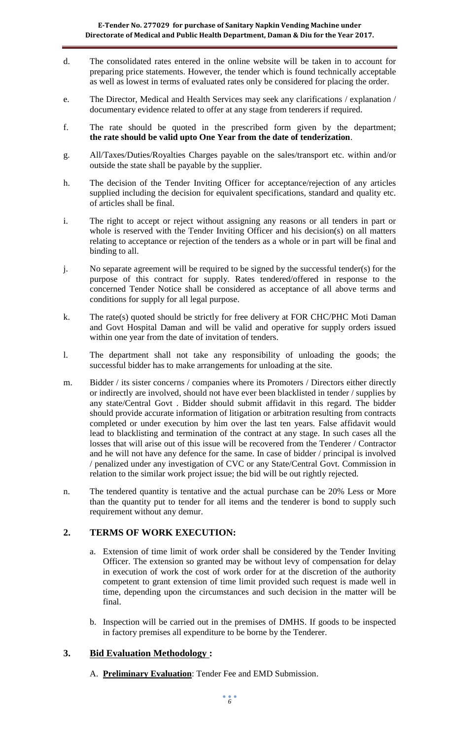d. The consolidated rates entered in the online website will be taken in to account for preparing price statements. However, the tender which is found technically acceptable as well as lowest in terms of evaluated rates only be considered for placing the order.

e. The Director, Medical and Health Services may seek any clarifications / explanation / documentary evidence related to offer at any stage from tenderers if required.

f. The rate should be quoted in the prescribed form given by the department; **the rate should be valid upto One Year from the date of tenderization**.

g. All/Taxes/Duties/Royalties Charges payable on the sales/transport etc. within and/or outside the state shall be payable by the supplier.

h. The decision of the Tender Inviting Officer for acceptance/rejection of any articles supplied including the decision for equivalent specifications, standard and quality etc. of articles shall be final.

i. The right to accept or reject without assigning any reasons or all tenders in part or whole is reserved with the Tender Inviting Officer and his decision(s) on all matters relating to acceptance or rejection of the tenders as a whole or in part will be final and binding to all.

j. No separate agreement will be required to be signed by the successful tender(s) for the purpose of this contract for supply. Rates tendered/offered in response to the concerned Tender Notice shall be considered as acceptance of all above terms and conditions for supply for all legal purpose.

k. The rate(s) quoted should be strictly for free delivery at FOR CHC/PHC Moti Daman and Govt Hospital Daman and will be valid and operative for supply orders issued within one year from the date of invitation of tenders.

l. The department shall not take any responsibility of unloading the goods; the successful bidder has to make arrangements for unloading at the site.

m. Bidder / its sister concerns / companies where its Promoters / Directors either directly or indirectly are involved, should not have ever been blacklisted in tender / supplies by any state/Central Govt . Bidder should submit affidavit in this regard. The bidder should provide accurate information of litigation or arbitration resulting from contracts completed or under execution by him over the last ten years. False affidavit would lead to blacklisting and termination of the contract at any stage. In such cases all the losses that will arise out of this issue will be recovered from the Tenderer / Contractor and he will not have any defence for the same. In case of bidder / principal is involved / penalized under any investigation of CVC or any State/Central Govt. Commission in relation to the similar work project issue; the bid will be out rightly rejected.

n. The tendered quantity is tentative and the actual purchase can be 20% Less or More than the quantity put to tender for all items and the tenderer is bond to supply such requirement without any demur.

## 2. TERMS OF WORK EXECUTION:

a. Extension of time limit of work order shall be considered by the Tender Inviting Officer. The extension so granted may be without levy of compensation for delay in execution of work the cost of work order for at the discretion of the authority competent to grant extension of time limit provided such request is made well in time, depending upon the circumstances and such decision in the matter will be final.

b. Inspection will be carried out in the premises of DMHS. If goods to be inspected in factory premises all expenditure to be borne by the Tenderer.

## 3. Bid Evaluation Methodology :

A. **Preliminary Evaluation**: Tender Fee and EMD Submission.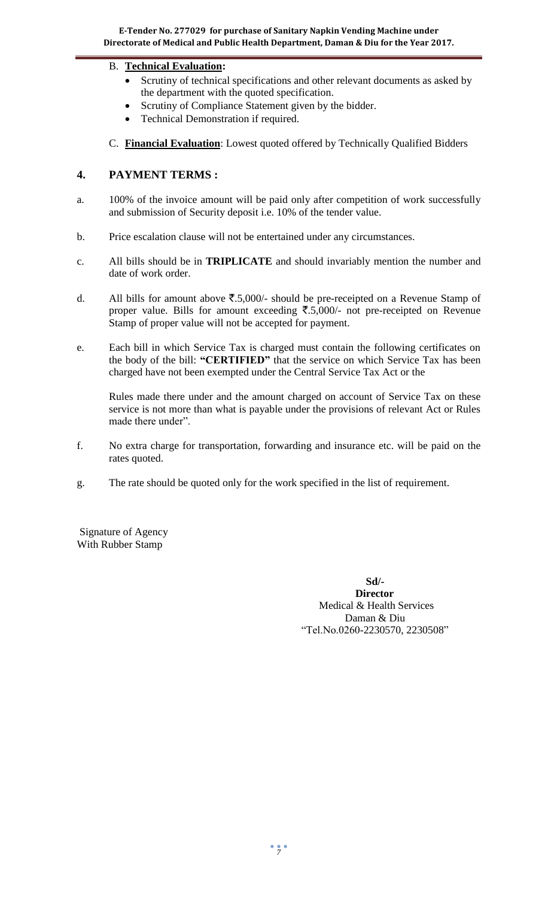B. **Technical Evaluation:**
   - Scrutiny of technical specifications and other relevant documents as asked by the department with the quoted specification.
   - Scrutiny of Compliance Statement given by the bidder.
   - Technical Demonstration if required.

C. **Financial Evaluation**: Lowest quoted offered by Technically Qualified Bidders

## 4. PAYMENT TERMS :

a. 100% of the invoice amount will be paid only after competition of work successfully and submission of Security deposit i.e. 10% of the tender value.

b. Price escalation clause will not be entertained under any circumstances.

c. All bills should be in **TRIPLICATE** and should invariably mention the number and date of work order.

d. All bills for amount above ₹.5,000/- should be pre-receipted on a Revenue Stamp of proper value. Bills for amount exceeding ₹.5,000/- not pre-receipted on Revenue Stamp of proper value will not be accepted for payment.

e. Each bill in which Service Tax is charged must contain the following certificates on the body of the bill: **"CERTIFIED"** that the service on which Service Tax has been charged have not been exempted under the Central Service Tax Act or the

   Rules made there under and the amount charged on account of Service Tax on these service is not more than what is payable under the provisions of relevant Act or Rules made there under".

f. No extra charge for transportation, forwarding and insurance etc. will be paid on the rates quoted.

g. The rate should be quoted only for the work specified in the list of requirement.

Signature of Agency
With Rubber Stamp

**Sd/-**
**Director**
Medical & Health Services
Daman & Diu
"Tel.No.0260-2230570, 2230508"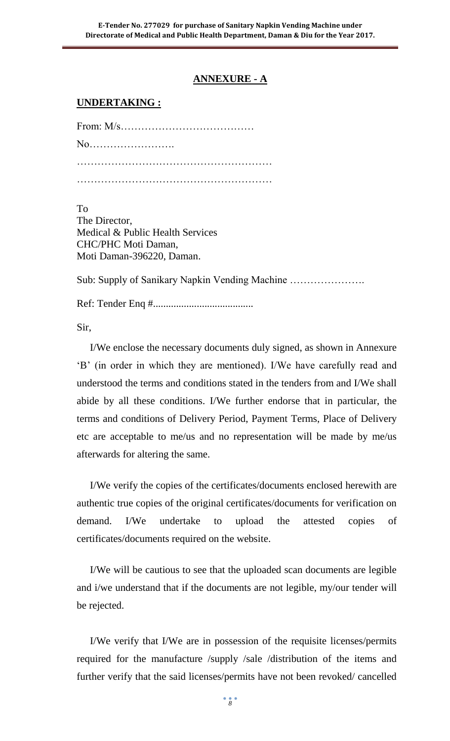## ANNEXURE - A

**UNDERTAKING :**

From: M/s…………………………………

No…………………….

…………………………………………………

…………………………………………………

To
The Director,
Medical & Public Health Services
CHC/PHC Moti Daman,
Moti Daman-396220, Daman.

Sub: Supply of Sanikary Napkin Vending Machine ………………….

Ref: Tender Enq #......................................

Sir,

I/We enclose the necessary documents duly signed, as shown in Annexure 'B' (in order in which they are mentioned). I/We have carefully read and understood the terms and conditions stated in the tenders from and I/We shall abide by all these conditions. I/We further endorse that in particular, the terms and conditions of Delivery Period, Payment Terms, Place of Delivery etc are acceptable to me/us and no representation will be made by me/us afterwards for altering the same.

I/We verify the copies of the certificates/documents enclosed herewith are authentic true copies of the original certificates/documents for verification on demand. I/We undertake to upload the attested copies of certificates/documents required on the website.

I/We will be cautious to see that the uploaded scan documents are legible and i/we understand that if the documents are not legible, my/our tender will be rejected.

I/We verify that I/We are in possession of the requisite licenses/permits required for the manufacture /supply /sale /distribution of the items and further verify that the said licenses/permits have not been revoked/ cancelled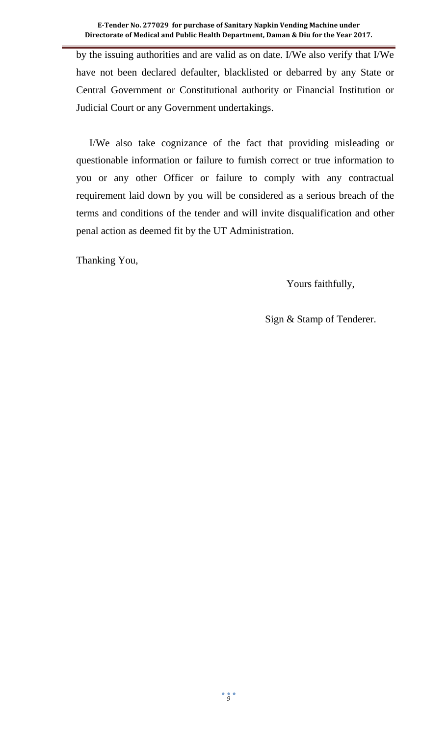by the issuing authorities and are valid as on date. I/We also verify that I/We have not been declared defaulter, blacklisted or debarred by any State or Central Government or Constitutional authority or Financial Institution or Judicial Court or any Government undertakings.

I/We also take cognizance of the fact that providing misleading or questionable information or failure to furnish correct or true information to you or any other Officer or failure to comply with any contractual requirement laid down by you will be considered as a serious breach of the terms and conditions of the tender and will invite disqualification and other penal action as deemed fit by the UT Administration.

Thanking You,

Yours faithfully,

Sign & Stamp of Tenderer.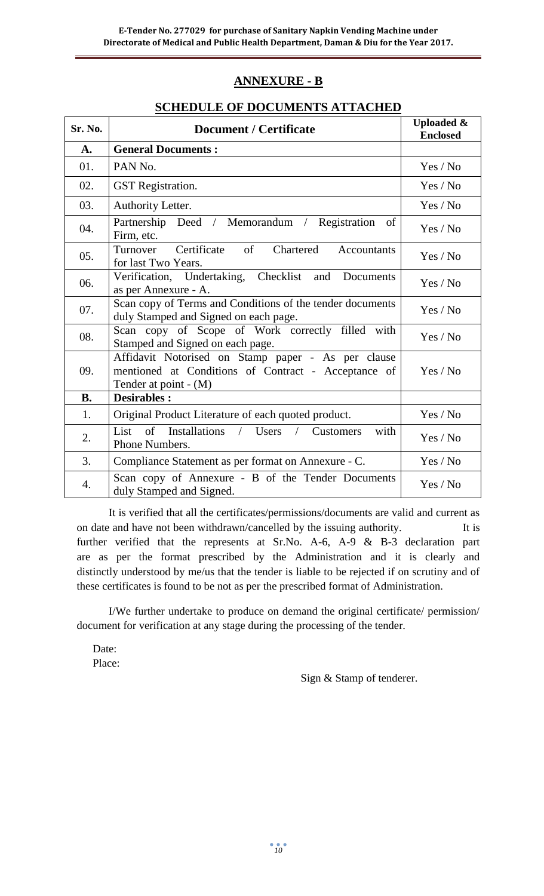## ANNEXURE - B

## SCHEDULE OF DOCUMENTS ATTACHED

| Sr. No. | Document / Certificate | Uploaded & Enclosed |
|---|---|---|
| **A.** | **General Documents :** | |
| 01. | PAN No. | Yes / No |
| 02. | GST Registration. | Yes / No |
| 03. | Authority Letter. | Yes / No |
| 04. | Partnership Deed / Memorandum / Registration of Firm, etc. | Yes / No |
| 05. | Turnover Certificate of Chartered Accountants for last Two Years. | Yes / No |
| 06. | Verification, Undertaking, Checklist and Documents as per Annexure - A. | Yes / No |
| 07. | Scan copy of Terms and Conditions of the tender documents duly Stamped and Signed on each page. | Yes / No |
| 08. | Scan copy of Scope of Work correctly filled with Stamped and Signed on each page. | Yes / No |
| 09. | Affidavit Notorised on Stamp paper - As per clause mentioned at Conditions of Contract - Acceptance of Tender at point - (M) | Yes / No |
| **B.** | **Desirables :** | |
| 1. | Original Product Literature of each quoted product. | Yes / No |
| 2. | List of Installations / Users / Customers with Phone Numbers. | Yes / No |
| 3. | Compliance Statement as per format on Annexure - C. | Yes / No |
| 4. | Scan copy of Annexure - B of the Tender Documents duly Stamped and Signed. | Yes / No |

It is verified that all the certificates/permissions/documents are valid and current as on date and have not been withdrawn/cancelled by the issuing authority. It is further verified that the represents at Sr.No. A-6, A-9 & B-3 declaration part are as per the format prescribed by the Administration and it is clearly and distinctly understood by me/us that the tender is liable to be rejected if on scrutiny and of these certificates is found to be not as per the prescribed format of Administration.

I/We further undertake to produce on demand the original certificate/ permission/ document for verification at any stage during the processing of the tender.

Date:
Place:

Sign & Stamp of tenderer.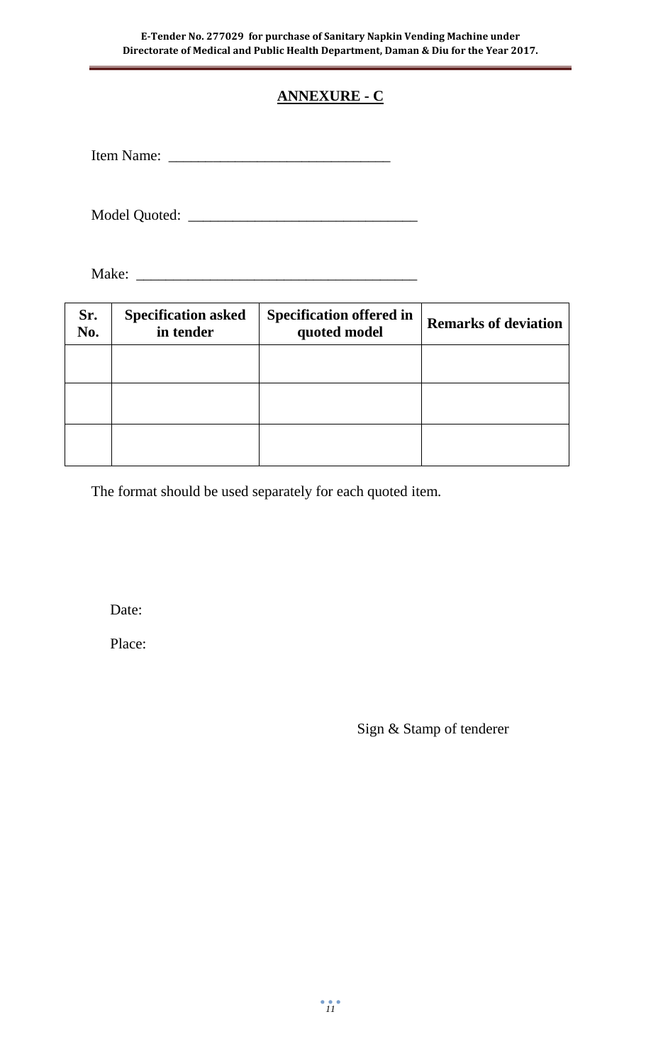## ANNEXURE - C

Item Name: ______________________________

Model Quoted: _______________________________

Make: ______________________________________

| Sr. No. | Specification asked in tender | Specification offered in quoted model | Remarks of deviation |
|---|---|---|---|
| | | | |
| | | | |
| | | | |

The format should be used separately for each quoted item.

Date:

Place:

Sign & Stamp of tenderer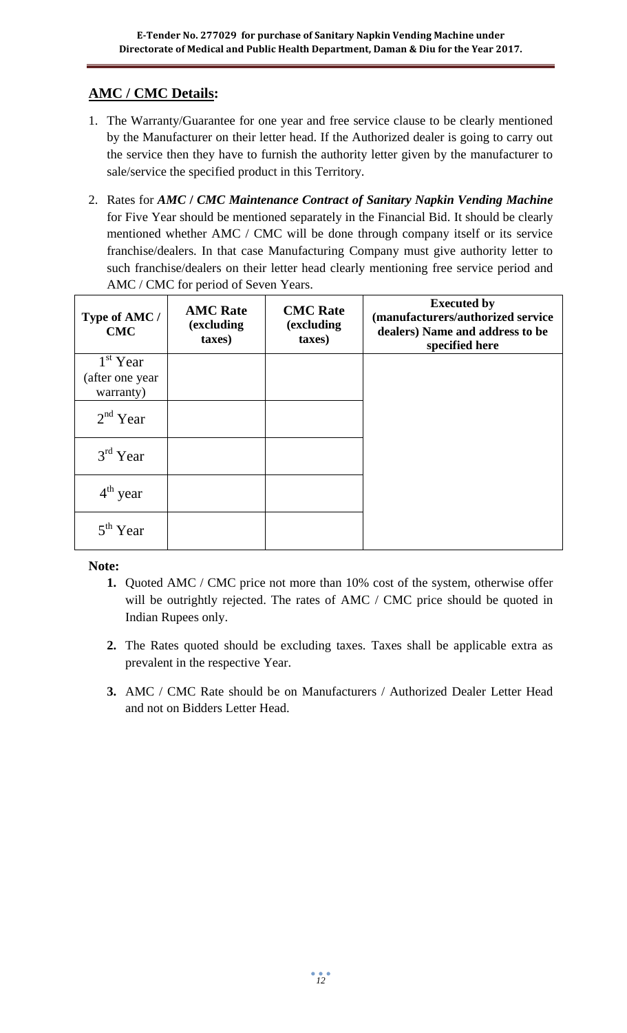## AMC / CMC Details:

1. The Warranty/Guarantee for one year and free service clause to be clearly mentioned by the Manufacturer on their letter head. If the Authorized dealer is going to carry out the service then they have to furnish the authority letter given by the manufacturer to sale/service the specified product in this Territory.

2. Rates for ***AMC / CMC Maintenance Contract of Sanitary Napkin Vending Machine*** for Five Year should be mentioned separately in the Financial Bid. It should be clearly mentioned whether AMC / CMC will be done through company itself or its service franchise/dealers. In that case Manufacturing Company must give authority letter to such franchise/dealers on their letter head clearly mentioning free service period and AMC / CMC for period of Seven Years.

| Type of AMC / CMC | AMC Rate (excluding taxes) | CMC Rate (excluding taxes) | Executed by (manufacturers/authorized service dealers) Name and address to be specified here |
|---|---|---|---|
| 1st Year (after one year warranty) | | | |
| 2nd Year | | | |
| 3rd Year | | | |
| 4th year | | | |
| 5th Year | | | |

**Note:**

1. Quoted AMC / CMC price not more than 10% cost of the system, otherwise offer will be outrightly rejected. The rates of AMC / CMC price should be quoted in Indian Rupees only.

2. The Rates quoted should be excluding taxes. Taxes shall be applicable extra as prevalent in the respective Year.

3. AMC / CMC Rate should be on Manufacturers / Authorized Dealer Letter Head and not on Bidders Letter Head.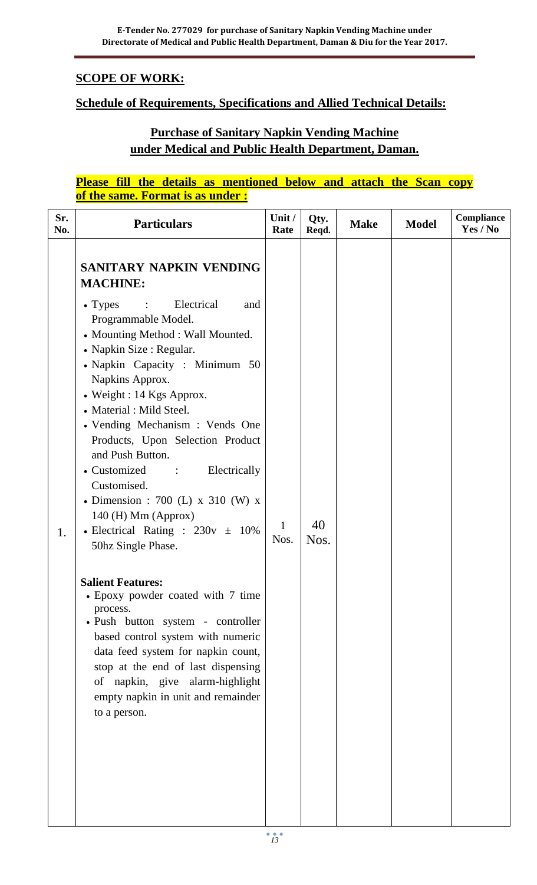## SCOPE OF WORK:

### Schedule of Requirements, Specifications and Allied Technical Details:

### Purchase of Sanitary Napkin Vending Machine under Medical and Public Health Department, Daman.

**Please fill the details as mentioned below and attach the Scan copy of the same. Format is as under :**

| Sr. No. | Particulars | Unit / Rate | Qty. Reqd. | Make | Model | Compliance Yes / No |
|---|---|---|---|---|---|---|
| 1. | **SANITARY NAPKIN VENDING MACHINE:**<br>• Types : Electrical and Programmable Model.<br>• Mounting Method : Wall Mounted.<br>• Napkin Size : Regular.<br>• Napkin Capacity : Minimum 50 Napkins Approx.<br>• Weight : 14 Kgs Approx.<br>• Material : Mild Steel.<br>• Vending Mechanism : Vends One Products, Upon Selection Product and Push Button.<br>• Customized : Electrically Customised.<br>• Dimension : 700 (L) x 310 (W) x 140 (H) Mm (Approx)<br>• Electrical Rating : 230v ± 10% 50hz Single Phase.<br><br>**Salient Features:**<br>• Epoxy powder coated with 7 time process.<br>• Push button system - controller based control system with numeric data feed system for napkin count, stop at the end of last dispensing of napkin, give alarm-highlight empty napkin in unit and remainder to a person. | 1 Nos. | 40 Nos. | | | |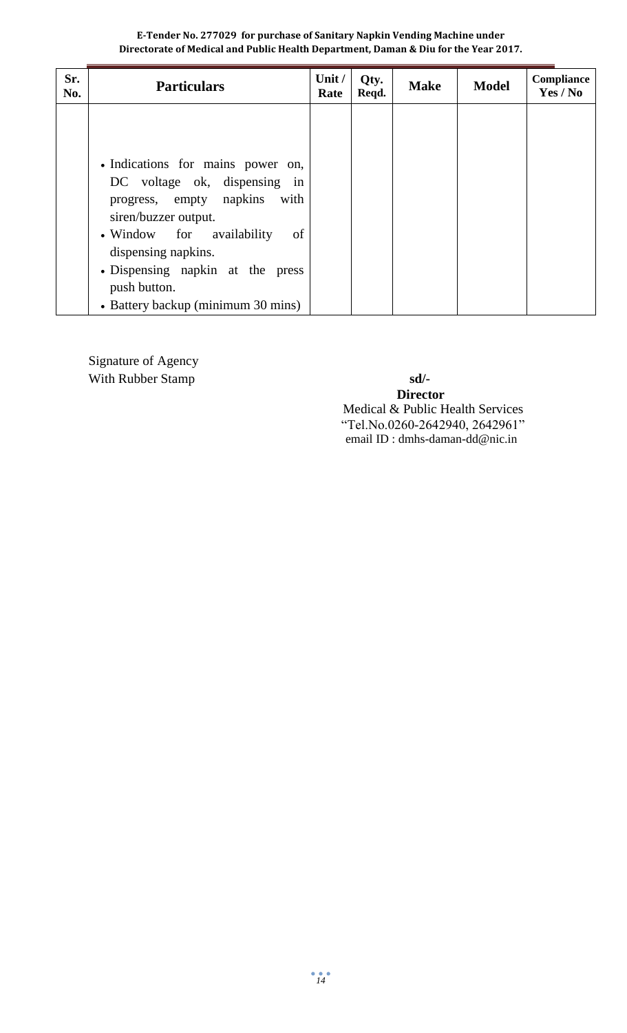| Sr. No. | Particulars | Unit / Rate | Qty. Reqd. | Make | Model | Compliance Yes / No |
|---|---|---|---|---|---|---|
| | • Indications for mains power on, DC voltage ok, dispensing in progress, empty napkins with siren/buzzer output.<br>• Window for availability of dispensing napkins.<br>• Dispensing napkin at the press push button.<br>• Battery backup (minimum 30 mins) | | | | | |

Signature of Agency
With Rubber Stamp

**sd/-**
**Director**
Medical & Public Health Services
"Tel.No.0260-2642940, 2642961"
email ID : dmhs-daman-dd@nic.in